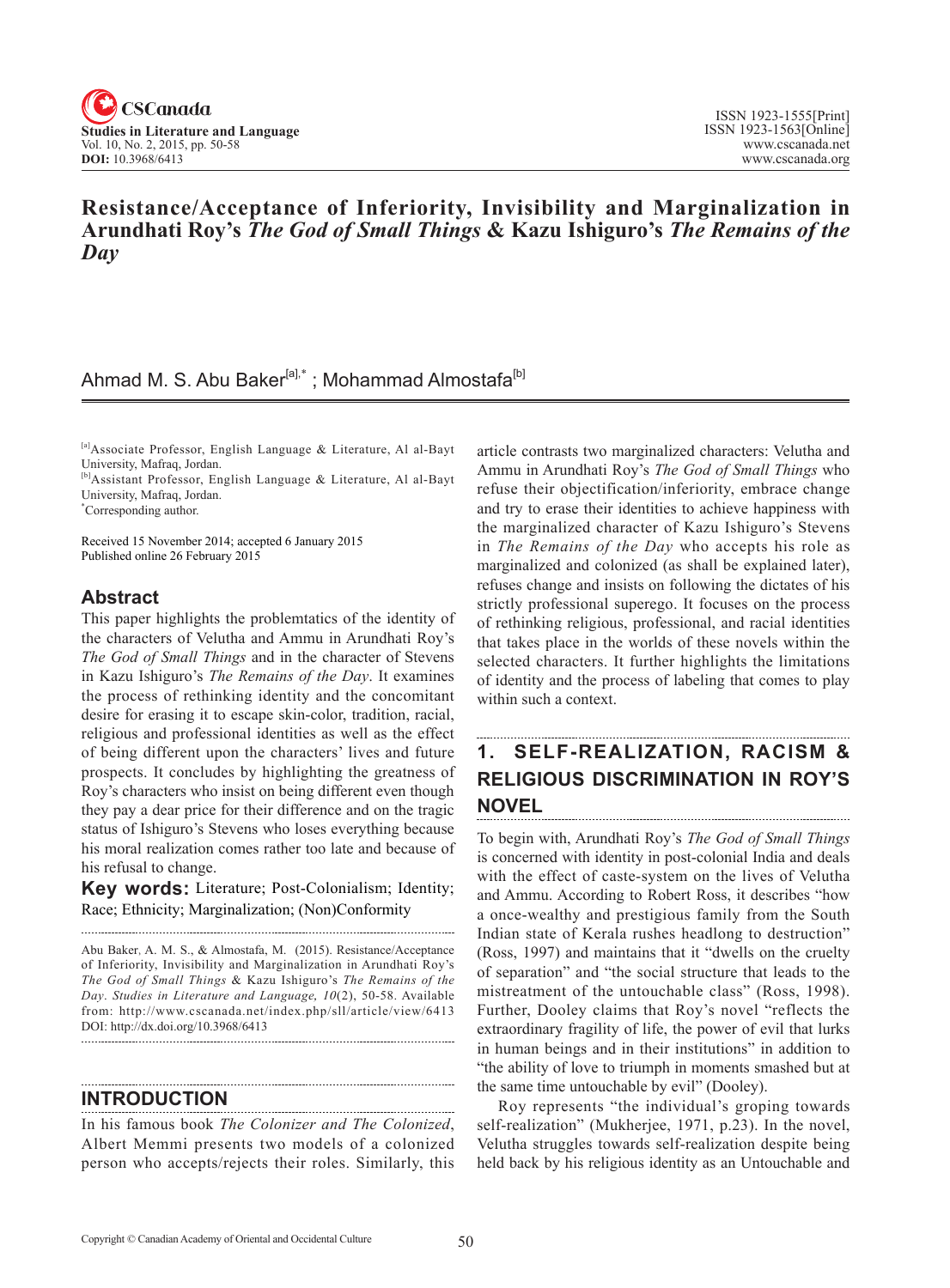# Resistance/Acceptance of Inferiority, Invisibility and Marginalization in Arundhati Roy's *The God of Small Things* & Kazu Ishiguro's *The Remains of the Day*

Ahmad M. S. Abu Baker[a],* ; Mohammad Almostafa[b]

[a]Associate Professor, English Language & Literature, Al al-Bayt University, Mafraq, Jordan.
[b]Assistant Professor, English Language & Literature, Al al-Bayt University, Mafraq, Jordan.
*Corresponding author.

Received 15 November 2014; accepted 6 January 2015
Published online 26 February 2015

## Abstract

This paper highlights the problemtatics of the identity of the characters of Velutha and Ammu in Arundhati Roy's *The God of Small Things* and in the character of Stevens in Kazu Ishiguro's *The Remains of the Day*. It examines the process of rethinking identity and the concomitant desire for erasing it to escape skin-color, tradition, racial, religious and professional identities as well as the effect of being different upon the characters' lives and future prospects. It concludes by highlighting the greatness of Roy's characters who insist on being different even though they pay a dear price for their difference and on the tragic status of Ishiguro's Stevens who loses everything because his moral realization comes rather too late and because of his refusal to change.

**Key words:** Literature; Post-Colonialism; Identity; Race; Ethnicity; Marginalization; (Non)Conformity

Abu Baker, A. M. S., & Almostafa, M. (2015). Resistance/Acceptance of Inferiority, Invisibility and Marginalization in Arundhati Roy's *The God of Small Things* & Kazu Ishiguro's *The Remains of the Day*. *Studies in Literature and Language, 10*(2), 50-58. Available from: http://www.cscanada.net/index.php/sll/article/view/6413
DOI: http://dx.doi.org/10.3968/6413

## INTRODUCTION

In his famous book *The Colonizer and The Colonized*, Albert Memmi presents two models of a colonized person who accepts/rejects their roles. Similarly, this article contrasts two marginalized characters: Velutha and Ammu in Arundhati Roy's *The God of Small Things* who refuse their objectification/inferiority, embrace change and try to erase their identities to achieve happiness with the marginalized character of Kazu Ishiguro's Stevens in *The Remains of the Day* who accepts his role as marginalized and colonized (as shall be explained later), refuses change and insists on following the dictates of his strictly professional superego. It focuses on the process of rethinking religious, professional, and racial identities that takes place in the worlds of these novels within the selected characters. It further highlights the limitations of identity and the process of labeling that comes to play within such a context.

## 1. SELF-REALIZATION, RACISM & RELIGIOUS DISCRIMINATION IN ROY'S NOVEL

To begin with, Arundhati Roy's *The God of Small Things* is concerned with identity in post-colonial India and deals with the effect of caste-system on the lives of Velutha and Ammu. According to Robert Ross, it describes "how a once-wealthy and prestigious family from the South Indian state of Kerala rushes headlong to destruction" (Ross, 1997) and maintains that it "dwells on the cruelty of separation" and "the social structure that leads to the mistreatment of the untouchable class" (Ross, 1998). Further, Dooley claims that Roy's novel "reflects the extraordinary fragility of life, the power of evil that lurks in human beings and in their institutions" in addition to "the ability of love to triumph in moments smashed but at the same time untouchable by evil" (Dooley).

Roy represents "the individual's groping towards self-realization" (Mukherjee, 1971, p.23). In the novel, Velutha struggles towards self-realization despite being held back by his religious identity as an Untouchable and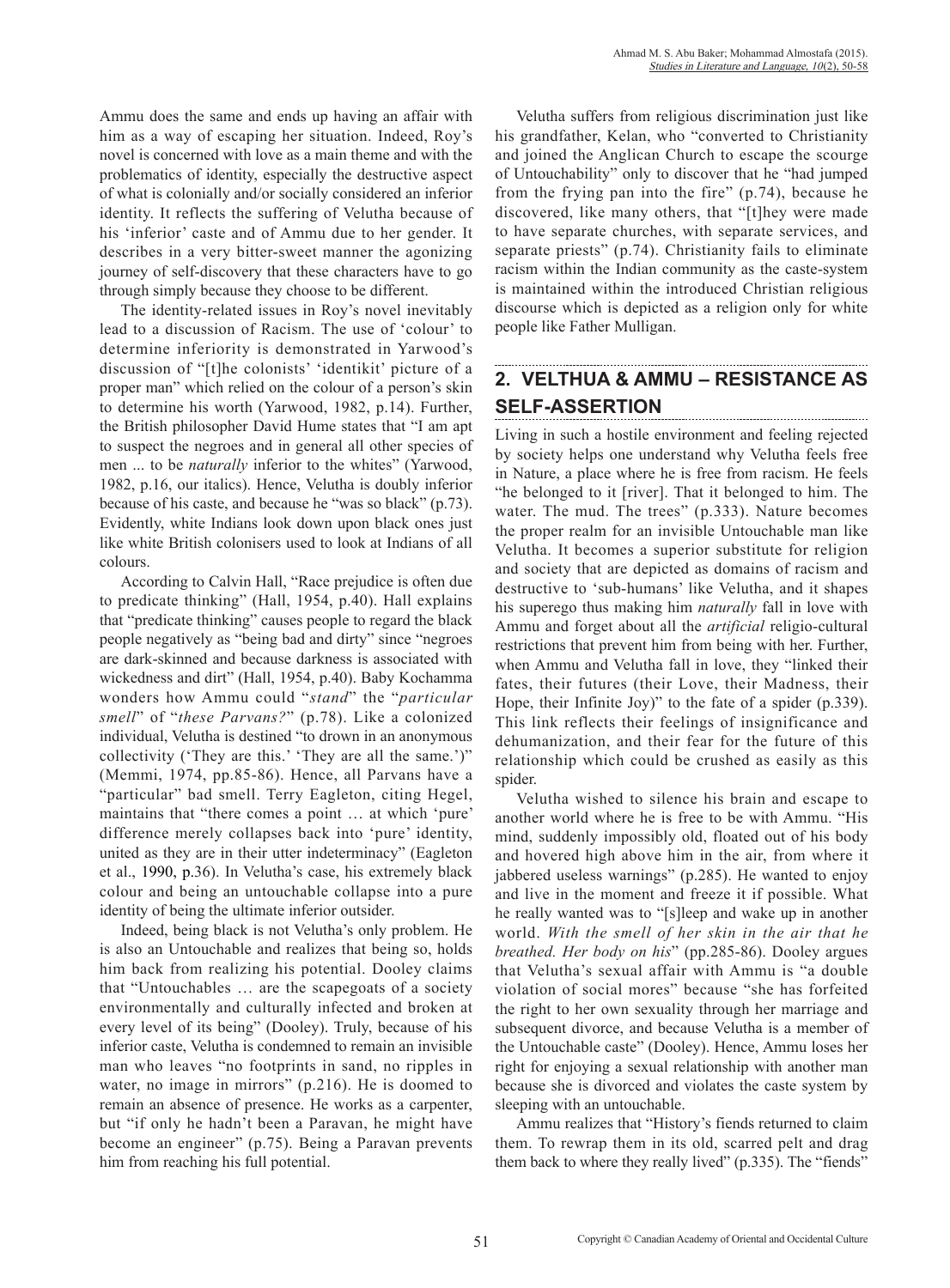Ammu does the same and ends up having an affair with him as a way of escaping her situation. Indeed, Roy's novel is concerned with love as a main theme and with the problematics of identity, especially the destructive aspect of what is colonially and/or socially considered an inferior identity. It reflects the suffering of Velutha because of his 'inferior' caste and of Ammu due to her gender. It describes in a very bitter-sweet manner the agonizing journey of self-discovery that these characters have to go through simply because they choose to be different.

The identity-related issues in Roy's novel inevitably lead to a discussion of Racism. The use of 'colour' to determine inferiority is demonstrated in Yarwood's discussion of "[t]he colonists' 'identikit' picture of a proper man" which relied on the colour of a person's skin to determine his worth (Yarwood, 1982, p.14). Further, the British philosopher David Hume states that "I am apt to suspect the negroes and in general all other species of men ... to be *naturally* inferior to the whites" (Yarwood, 1982, p.16, our italics). Hence, Velutha is doubly inferior because of his caste, and because he "was so black" (p.73). Evidently, white Indians look down upon black ones just like white British colonisers used to look at Indians of all colours.

According to Calvin Hall, "Race prejudice is often due to predicate thinking" (Hall, 1954, p.40). Hall explains that "predicate thinking" causes people to regard the black people negatively as "being bad and dirty" since "negroes are dark-skinned and because darkness is associated with wickedness and dirt" (Hall, 1954, p.40). Baby Kochamma wonders how Ammu could "*stand*" the "*particular smell*" of "*these Parvans?*" (p.78). Like a colonized individual, Velutha is destined "to drown in an anonymous collectivity ('They are this.' 'They are all the same.')" (Memmi, 1974, pp.85-86). Hence, all Parvans have a "particular" bad smell. Terry Eagleton, citing Hegel, maintains that "there comes a point … at which 'pure' difference merely collapses back into 'pure' identity, united as they are in their utter indeterminacy" (Eagleton et al., 1990, p.36). In Velutha's case, his extremely black colour and being an untouchable collapse into a pure identity of being the ultimate inferior outsider.

Indeed, being black is not Velutha's only problem. He is also an Untouchable and realizes that being so, holds him back from realizing his potential. Dooley claims that "Untouchables … are the scapegoats of a society environmentally and culturally infected and broken at every level of its being" (Dooley). Truly, because of his inferior caste, Velutha is condemned to remain an invisible man who leaves "no footprints in sand, no ripples in water, no image in mirrors" (p.216). He is doomed to remain an absence of presence. He works as a carpenter, but "if only he hadn't been a Paravan, he might have become an engineer" (p.75). Being a Paravan prevents him from reaching his full potential.

Velutha suffers from religious discrimination just like his grandfather, Kelan, who "converted to Christianity and joined the Anglican Church to escape the scourge of Untouchability" only to discover that he "had jumped from the frying pan into the fire" (p.74), because he discovered, like many others, that "[t]hey were made to have separate churches, with separate services, and separate priests" (p.74). Christianity fails to eliminate racism within the Indian community as the caste-system is maintained within the introduced Christian religious discourse which is depicted as a religion only for white people like Father Mulligan.

## 2. VELTHUA & AMMU – RESISTANCE AS SELF-ASSERTION

Living in such a hostile environment and feeling rejected by society helps one understand why Velutha feels free in Nature, a place where he is free from racism. He feels "he belonged to it [river]. That it belonged to him. The water. The mud. The trees" (p.333). Nature becomes the proper realm for an invisible Untouchable man like Velutha. It becomes a superior substitute for religion and society that are depicted as domains of racism and destructive to 'sub-humans' like Velutha, and it shapes his superego thus making him *naturally* fall in love with Ammu and forget about all the *artificial* religio-cultural restrictions that prevent him from being with her. Further, when Ammu and Velutha fall in love, they "linked their fates, their futures (their Love, their Madness, their Hope, their Infinite Joy)" to the fate of a spider (p.339). This link reflects their feelings of insignificance and dehumanization, and their fear for the future of this relationship which could be crushed as easily as this spider.

Velutha wished to silence his brain and escape to another world where he is free to be with Ammu. "His mind, suddenly impossibly old, floated out of his body and hovered high above him in the air, from where it jabbered useless warnings" (p.285). He wanted to enjoy and live in the moment and freeze it if possible. What he really wanted was to "[s]leep and wake up in another world. *With the smell of her skin in the air that he breathed. Her body on his*" (pp.285-86). Dooley argues that Velutha's sexual affair with Ammu is "a double violation of social mores" because "she has forfeited the right to her own sexuality through her marriage and subsequent divorce, and because Velutha is a member of the Untouchable caste" (Dooley). Hence, Ammu loses her right for enjoying a sexual relationship with another man because she is divorced and violates the caste system by sleeping with an untouchable.

Ammu realizes that "History's fiends returned to claim them. To rewrap them in its old, scarred pelt and drag them back to where they really lived" (p.335). The "fiends"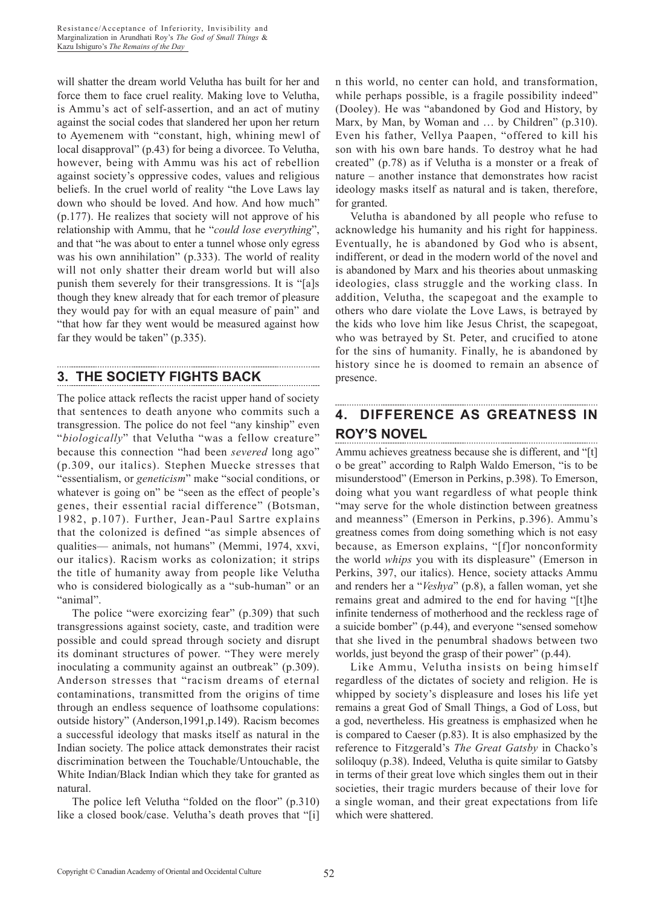will shatter the dream world Velutha has built for her and force them to face cruel reality. Making love to Velutha, is Ammu's act of self-assertion, and an act of mutiny against the social codes that slandered her upon her return to Ayemenem with "constant, high, whining mewl of local disapproval" (p.43) for being a divorcee. To Velutha, however, being with Ammu was his act of rebellion against society's oppressive codes, values and religious beliefs. In the cruel world of reality "the Love Laws lay down who should be loved. And how. And how much" (p.177). He realizes that society will not approve of his relationship with Ammu, that he "*could lose everything*", and that "he was about to enter a tunnel whose only egress was his own annihilation" (p.333). The world of reality will not only shatter their dream world but will also punish them severely for their transgressions. It is "[a]s though they knew already that for each tremor of pleasure they would pay for with an equal measure of pain" and "that how far they went would be measured against how far they would be taken" (p.335).

## 3. THE SOCIETY FIGHTS BACK

The police attack reflects the racist upper hand of society that sentences to death anyone who commits such a transgression. The police do not feel "any kinship" even "*biologically*" that Velutha "was a fellow creature" because this connection "had been *severed* long ago" (p.309, our italics). Stephen Muecke stresses that "essentialism, or *geneticism*" make "social conditions, or whatever is going on" be "seen as the effect of people's genes, their essential racial difference" (Botsman, 1982, p.107). Further, Jean-Paul Sartre explains that the colonized is defined "as simple absences of qualities— animals, not humans" (Memmi, 1974, xxvi, our italics). Racism works as colonization; it strips the title of humanity away from people like Velutha who is considered biologically as a "sub-human" or an "animal".

The police "were exorcizing fear" (p.309) that such transgressions against society, caste, and tradition were possible and could spread through society and disrupt its dominant structures of power. "They were merely inoculating a community against an outbreak" (p.309). Anderson stresses that "racism dreams of eternal contaminations, transmitted from the origins of time through an endless sequence of loathsome copulations: outside history" (Anderson,1991,p.149). Racism becomes a successful ideology that masks itself as natural in the Indian society. The police attack demonstrates their racist discrimination between the Touchable/Untouchable, the White Indian/Black Indian which they take for granted as natural.

The police left Velutha "folded on the floor" (p.310) like a closed book/case. Velutha's death proves that "[i]n this world, no center can hold, and transformation, while perhaps possible, is a fragile possibility indeed" (Dooley). He was "abandoned by God and History, by Marx, by Man, by Woman and … by Children" (p.310). Even his father, Vellya Paapen, "offered to kill his son with his own bare hands. To destroy what he had created" (p.78) as if Velutha is a monster or a freak of nature – another instance that demonstrates how racist ideology masks itself as natural and is taken, therefore, for granted.

Velutha is abandoned by all people who refuse to acknowledge his humanity and his right for happiness. Eventually, he is abandoned by God who is absent, indifferent, or dead in the modern world of the novel and is abandoned by Marx and his theories about unmasking ideologies, class struggle and the working class. In addition, Velutha, the scapegoat and the example to others who dare violate the Love Laws, is betrayed by the kids who love him like Jesus Christ, the scapegoat, who was betrayed by St. Peter, and crucified to atone for the sins of humanity. Finally, he is abandoned by history since he is doomed to remain an absence of presence.

## 4. DIFFERENCE AS GREATNESS IN ROY'S NOVEL

Ammu achieves greatness because she is different, and "[t]o be great" according to Ralph Waldo Emerson, "is to be misunderstood" (Emerson in Perkins, p.398). To Emerson, doing what you want regardless of what people think "may serve for the whole distinction between greatness and meanness" (Emerson in Perkins, p.396). Ammu's greatness comes from doing something which is not easy because, as Emerson explains, "[f]or nonconformity the world *whips* you with its displeasure" (Emerson in Perkins, 397, our italics). Hence, society attacks Ammu and renders her a "*Veshya*" (p.8), a fallen woman, yet she remains great and admired to the end for having "[t]he infinite tenderness of motherhood and the reckless rage of a suicide bomber" (p.44), and everyone "sensed somehow that she lived in the penumbral shadows between two worlds, just beyond the grasp of their power" (p.44).

Like Ammu, Velutha insists on being himself regardless of the dictates of society and religion. He is whipped by society's displeasure and loses his life yet remains a great God of Small Things, a God of Loss, but a god, nevertheless. His greatness is emphasized when he is compared to Caeser (p.83). It is also emphasized by the reference to Fitzgerald's *The Great Gatsby* in Chacko's soliloquy (p.38). Indeed, Velutha is quite similar to Gatsby in terms of their great love which singles them out in their societies, their tragic murders because of their love for a single woman, and their great expectations from life which were shattered.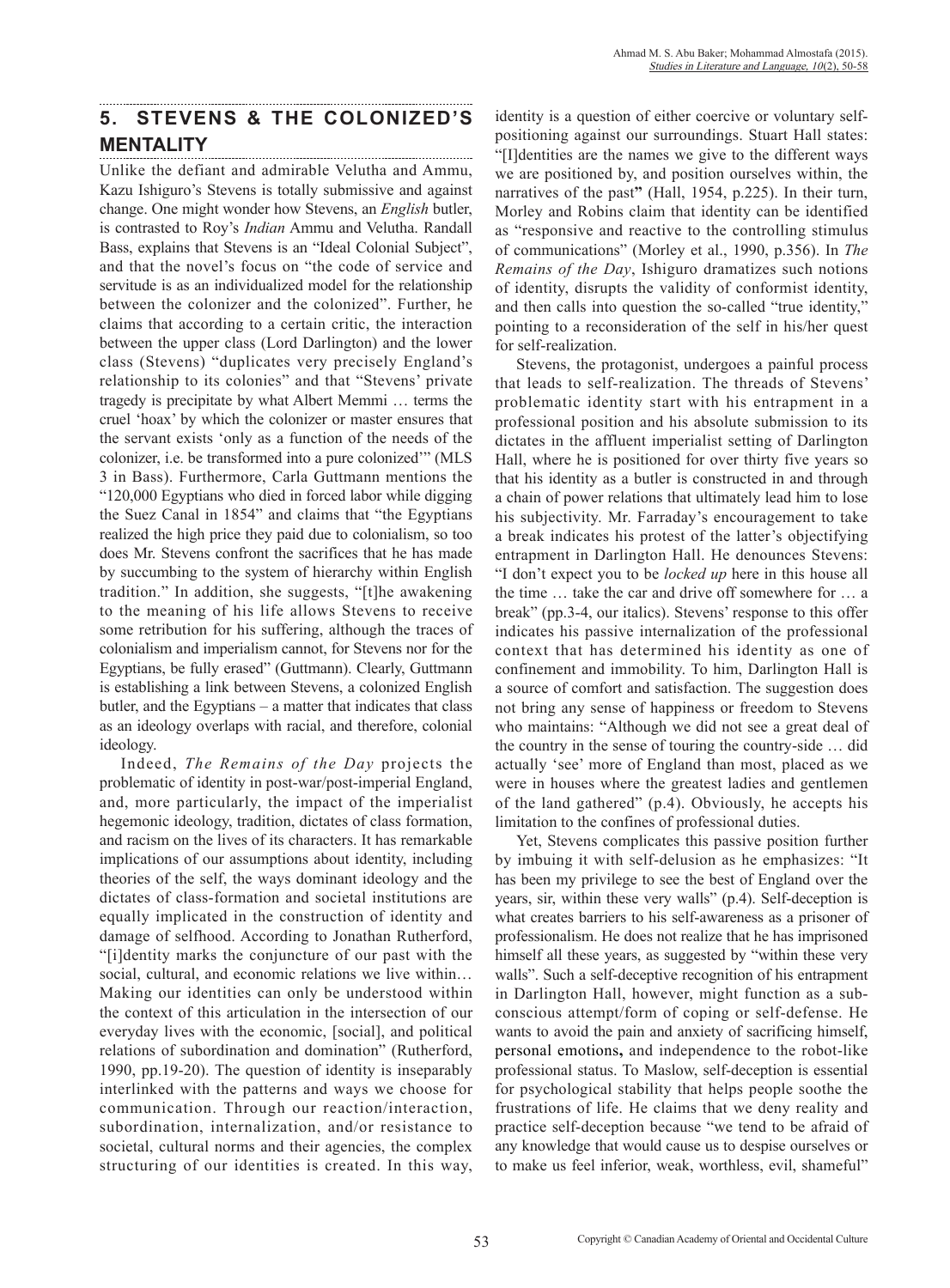## 5. STEVENS & THE COLONIZED'S MENTALITY

Unlike the defiant and admirable Velutha and Ammu, Kazu Ishiguro's Stevens is totally submissive and against change. One might wonder how Stevens, an *English* butler, is contrasted to Roy's *Indian* Ammu and Velutha. Randall Bass, explains that Stevens is an "Ideal Colonial Subject", and that the novel's focus on "the code of service and servitude is as an individualized model for the relationship between the colonizer and the colonized". Further, he claims that according to a certain critic, the interaction between the upper class (Lord Darlington) and the lower class (Stevens) "duplicates very precisely England's relationship to its colonies" and that "Stevens' private tragedy is precipitate by what Albert Memmi … terms the cruel 'hoax' by which the colonizer or master ensures that the servant exists 'only as a function of the needs of the colonizer, i.e. be transformed into a pure colonized'" (MLS 3 in Bass). Furthermore, Carla Guttmann mentions the "120,000 Egyptians who died in forced labor while digging the Suez Canal in 1854" and claims that "the Egyptians realized the high price they paid due to colonialism, so too does Mr. Stevens confront the sacrifices that he has made by succumbing to the system of hierarchy within English tradition." In addition, she suggests, "[t]he awakening to the meaning of his life allows Stevens to receive some retribution for his suffering, although the traces of colonialism and imperialism cannot, for Stevens nor for the Egyptians, be fully erased" (Guttmann). Clearly, Guttmann is establishing a link between Stevens, a colonized English butler, and the Egyptians – a matter that indicates that class as an ideology overlaps with racial, and therefore, colonial ideology.

Indeed, *The Remains of the Day* projects the problematic of identity in post-war/post-imperial England, and, more particularly, the impact of the imperialist hegemonic ideology, tradition, dictates of class formation, and racism on the lives of its characters. It has remarkable implications of our assumptions about identity, including theories of the self, the ways dominant ideology and the dictates of class-formation and societal institutions are equally implicated in the construction of identity and damage of selfhood. According to Jonathan Rutherford, "[i]dentity marks the conjuncture of our past with the social, cultural, and economic relations we live within… Making our identities can only be understood within the context of this articulation in the intersection of our everyday lives with the economic, [social], and political relations of subordination and domination" (Rutherford, 1990, pp.19-20). The question of identity is inseparably interlinked with the patterns and ways we choose for communication. Through our reaction/interaction, subordination, internalization, and/or resistance to societal, cultural norms and their agencies, the complex structuring of our identities is created. In this way, identity is a question of either coercive or voluntary self-positioning against our surroundings. Stuart Hall states: "[I]dentities are the names we give to the different ways we are positioned by, and position ourselves within, the narratives of the past" (Hall, 1954, p.225). In their turn, Morley and Robins claim that identity can be identified as "responsive and reactive to the controlling stimulus of communications" (Morley et al., 1990, p.356). In *The Remains of the Day*, Ishiguro dramatizes such notions of identity, disrupts the validity of conformist identity, and then calls into question the so-called "true identity," pointing to a reconsideration of the self in his/her quest for self-realization.

Stevens, the protagonist, undergoes a painful process that leads to self-realization. The threads of Stevens' problematic identity start with his entrapment in a professional position and his absolute submission to its dictates in the affluent imperialist setting of Darlington Hall, where he is positioned for over thirty five years so that his identity as a butler is constructed in and through a chain of power relations that ultimately lead him to lose his subjectivity. Mr. Farraday's encouragement to take a break indicates his protest of the latter's objectifying entrapment in Darlington Hall. He denounces Stevens: "I don't expect you to be *locked up* here in this house all the time … take the car and drive off somewhere for … a break" (pp.3-4, our italics). Stevens' response to this offer indicates his passive internalization of the professional context that has determined his identity as one of confinement and immobility. To him, Darlington Hall is a source of comfort and satisfaction. The suggestion does not bring any sense of happiness or freedom to Stevens who maintains: "Although we did not see a great deal of the country in the sense of touring the country-side … did actually 'see' more of England than most, placed as we were in houses where the greatest ladies and gentlemen of the land gathered" (p.4). Obviously, he accepts his limitation to the confines of professional duties.

Yet, Stevens complicates this passive position further by imbuing it with self-delusion as he emphasizes: "It has been my privilege to see the best of England over the years, sir, within these very walls" (p.4). Self-deception is what creates barriers to his self-awareness as a prisoner of professionalism. He does not realize that he has imprisoned himself all these years, as suggested by "within these very walls". Such a self-deceptive recognition of his entrapment in Darlington Hall, however, might function as a sub-conscious attempt/form of coping or self-defense. He wants to avoid the pain and anxiety of sacrificing himself, personal emotions, and independence to the robot-like professional status. To Maslow, self-deception is essential for psychological stability that helps people soothe the frustrations of life. He claims that we deny reality and practice self-deception because "we tend to be afraid of any knowledge that would cause us to despise ourselves or to make us feel inferior, weak, worthless, evil, shameful"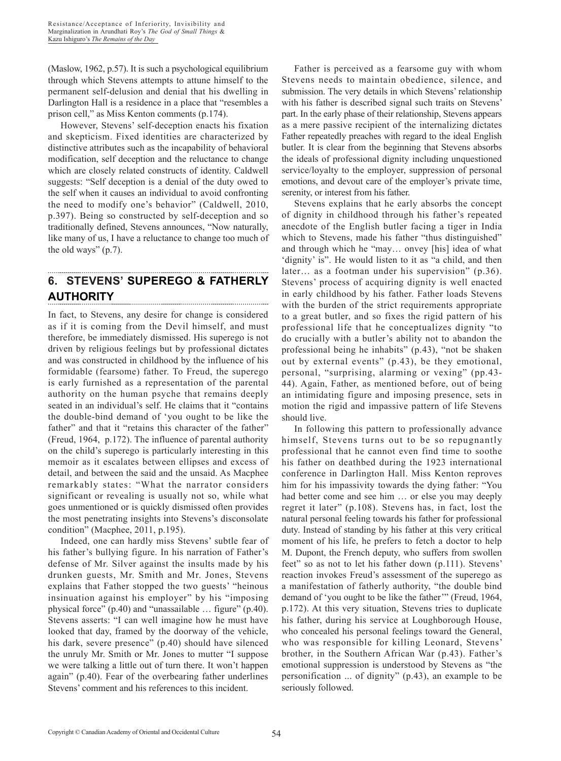(Maslow, 1962, p.57). It is such a psychological equilibrium through which Stevens attempts to attune himself to the permanent self-delusion and denial that his dwelling in Darlington Hall is a residence in a place that "resembles a prison cell," as Miss Kenton comments (p.174).

However, Stevens' self-deception enacts his fixation and skepticism. Fixed identities are characterized by distinctive attributes such as the incapability of behavioral modification, self deception and the reluctance to change which are closely related constructs of identity. Caldwell suggests: "Self deception is a denial of the duty owed to the self when it causes an individual to avoid confronting the need to modify one's behavior" (Caldwell, 2010, p.397). Being so constructed by self-deception and so traditionally defined, Stevens announces, "Now naturally, like many of us, I have a reluctance to change too much of the old ways" (p.7).

## 6. STEVENS' SUPEREGO & FATHERLY AUTHORITY

In fact, to Stevens, any desire for change is considered as if it is coming from the Devil himself, and must therefore, be immediately dismissed. His superego is not driven by religious feelings but by professional dictates and was constructed in childhood by the influence of his formidable (fearsome) father. To Freud, the superego is early furnished as a representation of the parental authority on the human psyche that remains deeply seated in an individual's self. He claims that it "contains the double-bind demand of 'you ought to be like the father" and that it "retains this character of the father" (Freud, 1964, p.172). The influence of parental authority on the child's superego is particularly interesting in this memoir as it escalates between ellipses and excess of detail, and between the said and the unsaid. As Macphee remarkably states: "What the narrator considers significant or revealing is usually not so, while what goes unmentioned or is quickly dismissed often provides the most penetrating insights into Stevens's disconsolate condition" (Macphee, 2011, p.195).

Indeed, one can hardly miss Stevens' subtle fear of his father's bullying figure. In his narration of Father's defense of Mr. Silver against the insults made by his drunken guests, Mr. Smith and Mr. Jones, Stevens explains that Father stopped the two guests' "heinous insinuation against his employer" by his "imposing physical force" (p.40) and "unassailable … figure" (p.40). Stevens asserts: "I can well imagine how he must have looked that day, framed by the doorway of the vehicle, his dark, severe presence" (p.40) should have silenced the unruly Mr. Smith or Mr. Jones to mutter "I suppose we were talking a little out of turn there. It won't happen again" (p.40). Fear of the overbearing father underlines Stevens' comment and his references to this incident.

Father is perceived as a fearsome guy with whom Stevens needs to maintain obedience, silence, and submission. The very details in which Stevens' relationship with his father is described signal such traits on Stevens' part. In the early phase of their relationship, Stevens appears as a mere passive recipient of the internalizing dictates Father repeatedly preaches with regard to the ideal English butler. It is clear from the beginning that Stevens absorbs the ideals of professional dignity including unquestioned service/loyalty to the employer, suppression of personal emotions, and devout care of the employer's private time, serenity, or interest from his father.

Stevens explains that he early absorbs the concept of dignity in childhood through his father's repeated anecdote of the English butler facing a tiger in India which to Stevens, made his father "thus distinguished" and through which he "may… onvey [his] idea of what 'dignity' is". He would listen to it as "a child, and then later… as a footman under his supervision" (p.36). Stevens' process of acquiring dignity is well enacted in early childhood by his father. Father loads Stevens with the burden of the strict requirements appropriate to a great butler, and so fixes the rigid pattern of his professional life that he conceptualizes dignity "to do crucially with a butler's ability not to abandon the professional being he inhabits" (p.43), "not be shaken out by external events" (p.43), be they emotional, personal, "surprising, alarming or vexing" (pp.43-44). Again, Father, as mentioned before, out of being an intimidating figure and imposing presence, sets in motion the rigid and impassive pattern of life Stevens should live.

In following this pattern to professionally advance himself, Stevens turns out to be so repugnantly professional that he cannot even find time to soothe his father on deathbed during the 1923 international conference in Darlington Hall. Miss Kenton reproves him for his impassivity towards the dying father: "You had better come and see him … or else you may deeply regret it later" (p.108). Stevens has, in fact, lost the natural personal feeling towards his father for professional duty. Instead of standing by his father at this very critical moment of his life, he prefers to fetch a doctor to help M. Dupont, the French deputy, who suffers from swollen feet" so as not to let his father down (p.111). Stevens' reaction invokes Freud's assessment of the superego as a manifestation of fatherly authority, "the double bind demand of 'you ought to be like the father'" (Freud, 1964, p.172). At this very situation, Stevens tries to duplicate his father, during his service at Loughborough House, who concealed his personal feelings toward the General, who was responsible for killing Leonard, Stevens' brother, in the Southern African War (p.43). Father's emotional suppression is understood by Stevens as "the personification ... of dignity" (p.43), an example to be seriously followed.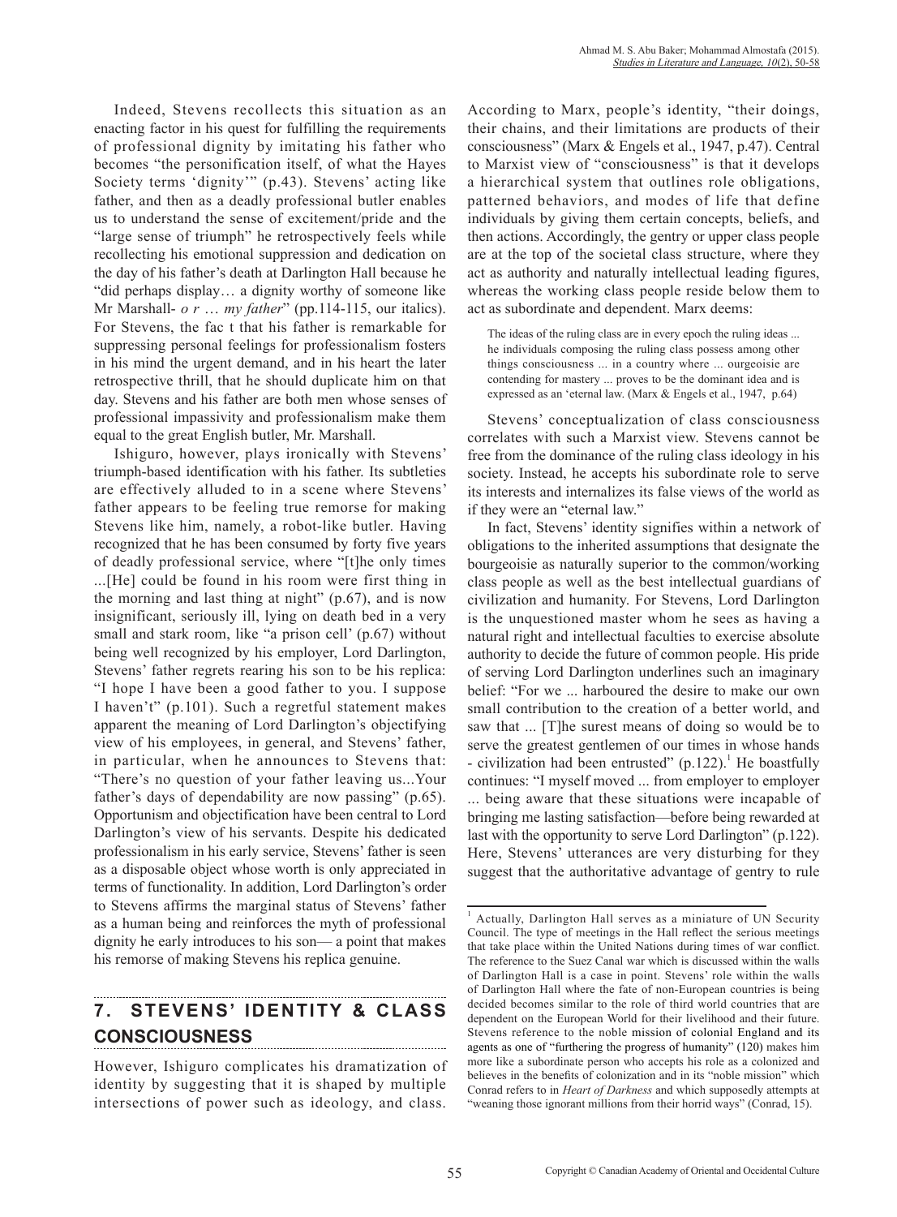Indeed, Stevens recollects this situation as an enacting factor in his quest for fulfilling the requirements of professional dignity by imitating his father who becomes "the personification itself, of what the Hayes Society terms 'dignity'" (p.43). Stevens' acting like father, and then as a deadly professional butler enables us to understand the sense of excitement/pride and the "large sense of triumph" he retrospectively feels while recollecting his emotional suppression and dedication on the day of his father's death at Darlington Hall because he "did perhaps display… a dignity worthy of someone like Mr Marshall- *o r … my father*" (pp.114-115, our italics). For Stevens, the fac t that his father is remarkable for suppressing personal feelings for professionalism fosters in his mind the urgent demand, and in his heart the later retrospective thrill, that he should duplicate him on that day. Stevens and his father are both men whose senses of professional impassivity and professionalism make them equal to the great English butler, Mr. Marshall.

Ishiguro, however, plays ironically with Stevens' triumph-based identification with his father. Its subtleties are effectively alluded to in a scene where Stevens' father appears to be feeling true remorse for making Stevens like him, namely, a robot-like butler. Having recognized that he has been consumed by forty five years of deadly professional service, where "[t]he only times ...[He] could be found in his room were first thing in the morning and last thing at night" (p.67), and is now insignificant, seriously ill, lying on death bed in a very small and stark room, like "a prison cell' (p.67) without being well recognized by his employer, Lord Darlington, Stevens' father regrets rearing his son to be his replica: "I hope I have been a good father to you. I suppose I haven't" (p.101). Such a regretful statement makes apparent the meaning of Lord Darlington's objectifying view of his employees, in general, and Stevens' father, in particular, when he announces to Stevens that: "There's no question of your father leaving us...Your father's days of dependability are now passing" (p.65). Opportunism and objectification have been central to Lord Darlington's view of his servants. Despite his dedicated professionalism in his early service, Stevens' father is seen as a disposable object whose worth is only appreciated in terms of functionality. In addition, Lord Darlington's order to Stevens affirms the marginal status of Stevens' father as a human being and reinforces the myth of professional dignity he early introduces to his son— a point that makes his remorse of making Stevens his replica genuine.

## 7. STEVENS' IDENTITY & CLASS CONSCIOUSNESS

However, Ishiguro complicates his dramatization of identity by suggesting that it is shaped by multiple intersections of power such as ideology, and class. According to Marx, people's identity, "their doings, their chains, and their limitations are products of their consciousness" (Marx & Engels et al., 1947, p.47). Central to Marxist view of "consciousness" is that it develops a hierarchical system that outlines role obligations, patterned behaviors, and modes of life that define individuals by giving them certain concepts, beliefs, and then actions. Accordingly, the gentry or upper class people are at the top of the societal class structure, where they act as authority and naturally intellectual leading figures, whereas the working class people reside below them to act as subordinate and dependent. Marx deems:

> The ideas of the ruling class are in every epoch the ruling ideas ... he individuals composing the ruling class possess among other things consciousness ... in a country where ... ourgeoisie are contending for mastery ... proves to be the dominant idea and is expressed as an 'eternal law. (Marx & Engels et al., 1947, p.64)

Stevens' conceptualization of class consciousness correlates with such a Marxist view. Stevens cannot be free from the dominance of the ruling class ideology in his society. Instead, he accepts his subordinate role to serve its interests and internalizes its false views of the world as if they were an "eternal law."

In fact, Stevens' identity signifies within a network of obligations to the inherited assumptions that designate the bourgeoisie as naturally superior to the common/working class people as well as the best intellectual guardians of civilization and humanity. For Stevens, Lord Darlington is the unquestioned master whom he sees as having a natural right and intellectual faculties to exercise absolute authority to decide the future of common people. His pride of serving Lord Darlington underlines such an imaginary belief: "For we ... harboured the desire to make our own small contribution to the creation of a better world, and saw that ... [T]he surest means of doing so would be to serve the greatest gentlemen of our times in whose hands - civilization had been entrusted" (p.122).[1] He boastfully continues: "I myself moved ... from employer to employer ... being aware that these situations were incapable of bringing me lasting satisfaction—before being rewarded at last with the opportunity to serve Lord Darlington" (p.122). Here, Stevens' utterances are very disturbing for they suggest that the authoritative advantage of gentry to rule

---

[1] Actually, Darlington Hall serves as a miniature of UN Security Council. The type of meetings in the Hall reflect the serious meetings that take place within the United Nations during times of war conflict. The reference to the Suez Canal war which is discussed within the walls of Darlington Hall is a case in point. Stevens' role within the walls of Darlington Hall where the fate of non-European countries is being decided becomes similar to the role of third world countries that are dependent on the European World for their livelihood and their future. Stevens reference to the noble mission of colonial England and its agents as one of "furthering the progress of humanity" (120) makes him more like a subordinate person who accepts his role as a colonized and believes in the benefits of colonization and in its "noble mission" which Conrad refers to in *Heart of Darkness* and which supposedly attempts at "weaning those ignorant millions from their horrid ways" (Conrad, 15).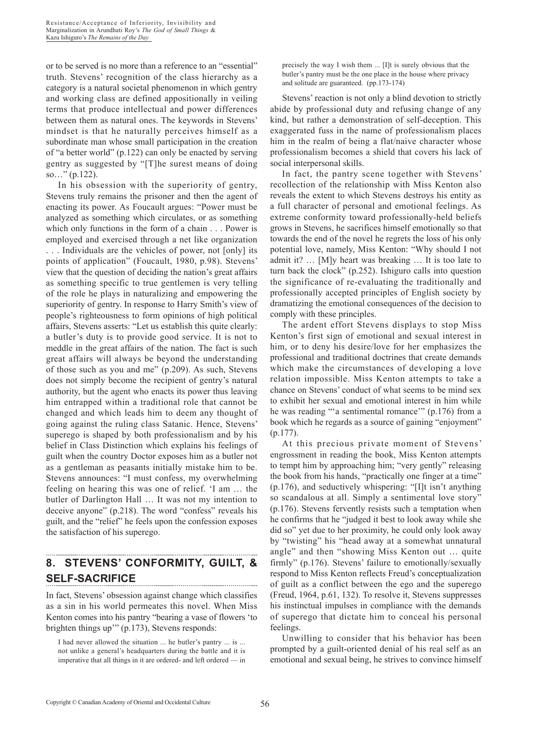or to be served is no more than a reference to an "essential" truth. Stevens' recognition of the class hierarchy as a category is a natural societal phenomenon in which gentry and working class are defined appositionally in veiling terms that produce intellectual and power differences between them as natural ones. The keywords in Stevens' mindset is that he naturally perceives himself as a subordinate man whose small participation in the creation of "a better world" (p.122) can only be enacted by serving gentry as suggested by "[T]he surest means of doing so…" (p.122).

In his obsession with the superiority of gentry, Stevens truly remains the prisoner and then the agent of enacting its power. As Foucault argues: "Power must be analyzed as something which circulates, or as something which only functions in the form of a chain . . . Power is employed and exercised through a net like organization . . . Individuals are the vehicles of power, not [only] its points of application" (Foucault, 1980, p.98). Stevens' view that the question of deciding the nation's great affairs as something specific to true gentlemen is very telling of the role he plays in naturalizing and empowering the superiority of gentry. In response to Harry Smith's view of people's righteousness to form opinions of high political affairs, Stevens asserts: "Let us establish this quite clearly: a butler's duty is to provide good service. It is not to meddle in the great affairs of the nation. The fact is such great affairs will always be beyond the understanding of those such as you and me" (p.209). As such, Stevens does not simply become the recipient of gentry's natural authority, but the agent who enacts its power thus leaving him entrapped within a traditional role that cannot be changed and which leads him to deem any thought of going against the ruling class Satanic. Hence, Stevens' superego is shaped by both professionalism and by his belief in Class Distinction which explains his feelings of guilt when the country Doctor exposes him as a butler not as a gentleman as peasants initially mistake him to be. Stevens announces: "I must confess, my overwhelming feeling on hearing this was one of relief. 'I am … the butler of Darlington Hall … It was not my intention to deceive anyone" (p.218). The word "confess" reveals his guilt, and the "relief" he feels upon the confession exposes the satisfaction of his superego.

## 8. STEVENS' CONFORMITY, GUILT, & SELF-SACRIFICE

In fact, Stevens' obsession against change which classifies as a sin in his world permeates this novel. When Miss Kenton comes into his pantry "bearing a vase of flowers 'to brighten things up'" (p.173), Stevens responds:

> I had never allowed the situation ... he butler's pantry ... is ... not unlike a general's headquarters during the battle and it is imperative that all things in it are ordered- and left ordered — in precisely the way I wish them ... [I]t is surely obvious that the butler's pantry must be the one place in the house where privacy and solitude are guaranteed. (pp.173-174)

Stevens' reaction is not only a blind devotion to strictly abide by professional duty and refusing change of any kind, but rather a demonstration of self-deception. This exaggerated fuss in the name of professionalism places him in the realm of being a flat/naive character whose professionalism becomes a shield that covers his lack of social interpersonal skills.

In fact, the pantry scene together with Stevens' recollection of the relationship with Miss Kenton also reveals the extent to which Stevens destroys his entity as a full character of personal and emotional feelings. As extreme conformity toward professionally-held beliefs grows in Stevens, he sacrifices himself emotionally so that towards the end of the novel he regrets the loss of his only potential love, namely, Miss Kenton: "Why should I not admit it? … [M]y heart was breaking … It is too late to turn back the clock" (p.252). Ishiguro calls into question the significance of re-evaluating the traditionally and professionally accepted principles of English society by dramatizing the emotional consequences of the decision to comply with these principles.

The ardent effort Stevens displays to stop Miss Kenton's first sign of emotional and sexual interest in him, or to deny his desire/love for her emphasizes the professional and traditional doctrines that create demands which make the circumstances of developing a love relation impossible. Miss Kenton attempts to take a chance on Stevens' conduct of what seems to be mind sex to exhibit her sexual and emotional interest in him while he was reading "'a sentimental romance'" (p.176) from a book which he regards as a source of gaining "enjoyment" (p.177).

At this precious private moment of Stevens' engrossment in reading the book, Miss Kenton attempts to tempt him by approaching him; "very gently" releasing the book from his hands, "practically one finger at a time" (p.176), and seductively whispering: "[I]t isn't anything so scandalous at all. Simply a sentimental love story" (p.176). Stevens fervently resists such a temptation when he confirms that he "judged it best to look away while she did so" yet due to her proximity, he could only look away by "twisting" his "head away at a somewhat unnatural angle" and then "showing Miss Kenton out … quite firmly" (p.176). Stevens' failure to emotionally/sexually respond to Miss Kenton reflects Freud's conceptualization of guilt as a conflict between the ego and the superego (Freud, 1964, p.61, 132). To resolve it, Stevens suppresses his instinctual impulses in compliance with the demands of superego that dictate him to conceal his personal feelings.

Unwilling to consider that his behavior has been prompted by a guilt-oriented denial of his real self as an emotional and sexual being, he strives to convince himself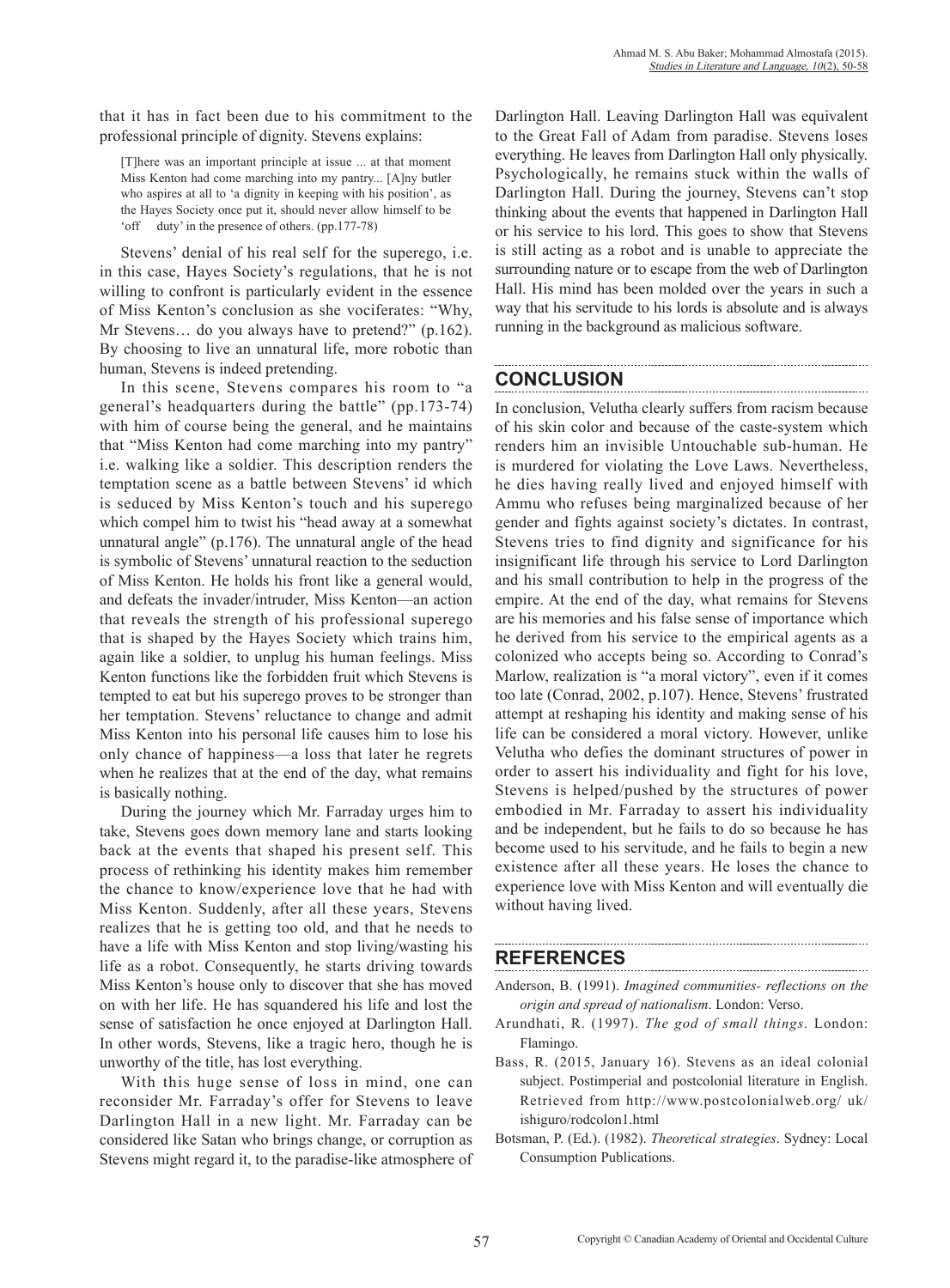that it has in fact been due to his commitment to the professional principle of dignity. Stevens explains:

> [T]here was an important principle at issue ... at that moment Miss Kenton had come marching into my pantry... [A]ny butler who aspires at all to 'a dignity in keeping with his position', as the Hayes Society once put it, should never allow himself to be 'off duty' in the presence of others. (pp.177-78)

Stevens' denial of his real self for the superego, i.e. in this case, Hayes Society's regulations, that he is not willing to confront is particularly evident in the essence of Miss Kenton's conclusion as she vociferates: "Why, Mr Stevens… do you always have to pretend?" (p.162). By choosing to live an unnatural life, more robotic than human, Stevens is indeed pretending.

In this scene, Stevens compares his room to "a general's headquarters during the battle" (pp.173-74) with him of course being the general, and he maintains that "Miss Kenton had come marching into my pantry" i.e. walking like a soldier. This description renders the temptation scene as a battle between Stevens' id which is seduced by Miss Kenton's touch and his superego which compel him to twist his "head away at a somewhat unnatural angle" (p.176). The unnatural angle of the head is symbolic of Stevens' unnatural reaction to the seduction of Miss Kenton. He holds his front like a general would, and defeats the invader/intruder, Miss Kenton—an action that reveals the strength of his professional superego that is shaped by the Hayes Society which trains him, again like a soldier, to unplug his human feelings. Miss Kenton functions like the forbidden fruit which Stevens is tempted to eat but his superego proves to be stronger than her temptation. Stevens' reluctance to change and admit Miss Kenton into his personal life causes him to lose his only chance of happiness—a loss that later he regrets when he realizes that at the end of the day, what remains is basically nothing.

During the journey which Mr. Farraday urges him to take, Stevens goes down memory lane and starts looking back at the events that shaped his present self. This process of rethinking his identity makes him remember the chance to know/experience love that he had with Miss Kenton. Suddenly, after all these years, Stevens realizes that he is getting too old, and that he needs to have a life with Miss Kenton and stop living/wasting his life as a robot. Consequently, he starts driving towards Miss Kenton's house only to discover that she has moved on with her life. He has squandered his life and lost the sense of satisfaction he once enjoyed at Darlington Hall. In other words, Stevens, like a tragic hero, though he is unworthy of the title, has lost everything.

With this huge sense of loss in mind, one can reconsider Mr. Farraday's offer for Stevens to leave Darlington Hall in a new light. Mr. Farraday can be considered like Satan who brings change, or corruption as Stevens might regard it, to the paradise-like atmosphere of Darlington Hall. Leaving Darlington Hall was equivalent to the Great Fall of Adam from paradise. Stevens loses everything. He leaves from Darlington Hall only physically. Psychologically, he remains stuck within the walls of Darlington Hall. During the journey, Stevens can't stop thinking about the events that happened in Darlington Hall or his service to his lord. This goes to show that Stevens is still acting as a robot and is unable to appreciate the surrounding nature or to escape from the web of Darlington Hall. His mind has been molded over the years in such a way that his servitude to his lords is absolute and is always running in the background as malicious software.

## CONCLUSION

In conclusion, Velutha clearly suffers from racism because of his skin color and because of the caste-system which renders him an invisible Untouchable sub-human. He is murdered for violating the Love Laws. Nevertheless, he dies having really lived and enjoyed himself with Ammu who refuses being marginalized because of her gender and fights against society's dictates. In contrast, Stevens tries to find dignity and significance for his insignificant life through his service to Lord Darlington and his small contribution to help in the progress of the empire. At the end of the day, what remains for Stevens are his memories and his false sense of importance which he derived from his service to the empirical agents as a colonized who accepts being so. According to Conrad's Marlow, realization is "a moral victory", even if it comes too late (Conrad, 2002, p.107). Hence, Stevens' frustrated attempt at reshaping his identity and making sense of his life can be considered a moral victory. However, unlike Velutha who defies the dominant structures of power in order to assert his individuality and fight for his love, Stevens is helped/pushed by the structures of power embodied in Mr. Farraday to assert his individuality and be independent, but he fails to do so because he has become used to his servitude, and he fails to begin a new existence after all these years. He loses the chance to experience love with Miss Kenton and will eventually die without having lived.

## REFERENCES

Anderson, B. (1991). *Imagined communities- reflections on the origin and spread of nationalism*. London: Verso.

Arundhati, R. (1997). *The god of small things*. London: Flamingo.

Bass, R. (2015, January 16). Stevens as an ideal colonial subject. Postimperial and postcolonial literature in English. Retrieved from http://www.postcolonialweb.org/ uk/ ishiguro/rodcolon1.html

Botsman, P. (Ed.). (1982). *Theoretical strategies*. Sydney: Local Consumption Publications.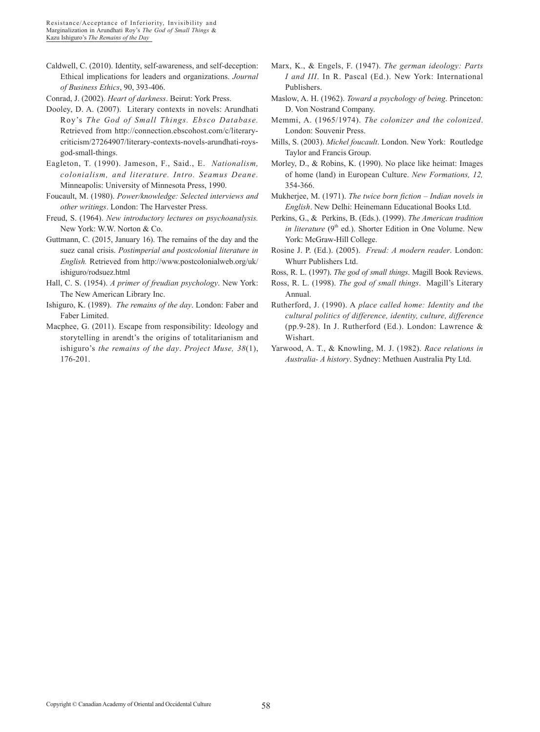Caldwell, C. (2010). Identity, self-awareness, and self-deception: Ethical implications for leaders and organizations. *Journal of Business Ethics*, 90, 393-406.

Conrad, J. (2002). *Heart of darkness*. Beirut: York Press.

Dooley, D. A. (2007). Literary contexts in novels: Arundhati Roy's *The God of Small Things. Ebsco Database.* Retrieved from http://connection.ebscohost.com/c/literary-criticism/27264907/literary-contexts-novels-arundhati-roys-god-small-things.

Eagleton, T. (1990). Jameson, F., Said., E. *Nationalism, colonialism, and literature. Intro. Seamus Deane.* Minneapolis: University of Minnesota Press, 1990.

Foucault, M. (1980). *Power/knowledge: Selected interviews and other writings*. London: The Harvester Press.

Freud, S. (1964). *New introductory lectures on psychoanalysis.* New York: W.W. Norton & Co.

Guttmann, C. (2015, January 16). The remains of the day and the suez canal crisis. *Postimperial and postcolonial literature in English.* Retrieved from http://www.postcolonialweb.org/uk/ishiguro/rodsuez.html

Hall, C. S. (1954). *A primer of freudian psychology*. New York: The New American Library Inc.

Ishiguro, K. (1989). *The remains of the day*. London: Faber and Faber Limited.

Macphee, G. (2011). Escape from responsibility: Ideology and storytelling in arendt's the origins of totalitarianism and ishiguro's *the remains of the day*. *Project Muse, 38*(1), 176-201.

Marx, K., & Engels, F. (1947). *The german ideology: Parts I and III*. In R. Pascal (Ed.). New York: International Publishers.

Maslow, A. H. (1962). *Toward a psychology of being*. Princeton: D. Von Nostrand Company.

Memmi, A. (1965/1974). *The colonizer and the colonized*. London: Souvenir Press.

Mills, S. (2003). *Michel foucault*. London. New York: Routledge Taylor and Francis Group.

Morley, D., & Robins, K. (1990). No place like heimat: Images of home (land) in European Culture. *New Formations, 12,* 354-366.

Mukherjee, M. (1971). *The twice born fiction – Indian novels in English*. New Delhi: Heinemann Educational Books Ltd.

Perkins, G., & Perkins, B. (Eds.). (1999). *The American tradition in literature* (9th ed.). Shorter Edition in One Volume. New York: McGraw-Hill College.

Rosine J. P. (Ed.). (2005). *Freud: A modern reader*. London: Whurr Publishers Ltd.

Ross, R. L. (1997). *The god of small things*. Magill Book Reviews.

Ross, R. L. (1998). *The god of small things*. Magill's Literary Annual.

Rutherford, J. (1990). A *place called home: Identity and the cultural politics of difference, identity, culture, difference* (pp.9-28). In J. Rutherford (Ed.). London: Lawrence & Wishart.

Yarwood, A. T., & Knowling, M. J. (1982). *Race relations in Australia- A history*. Sydney: Methuen Australia Pty Ltd.